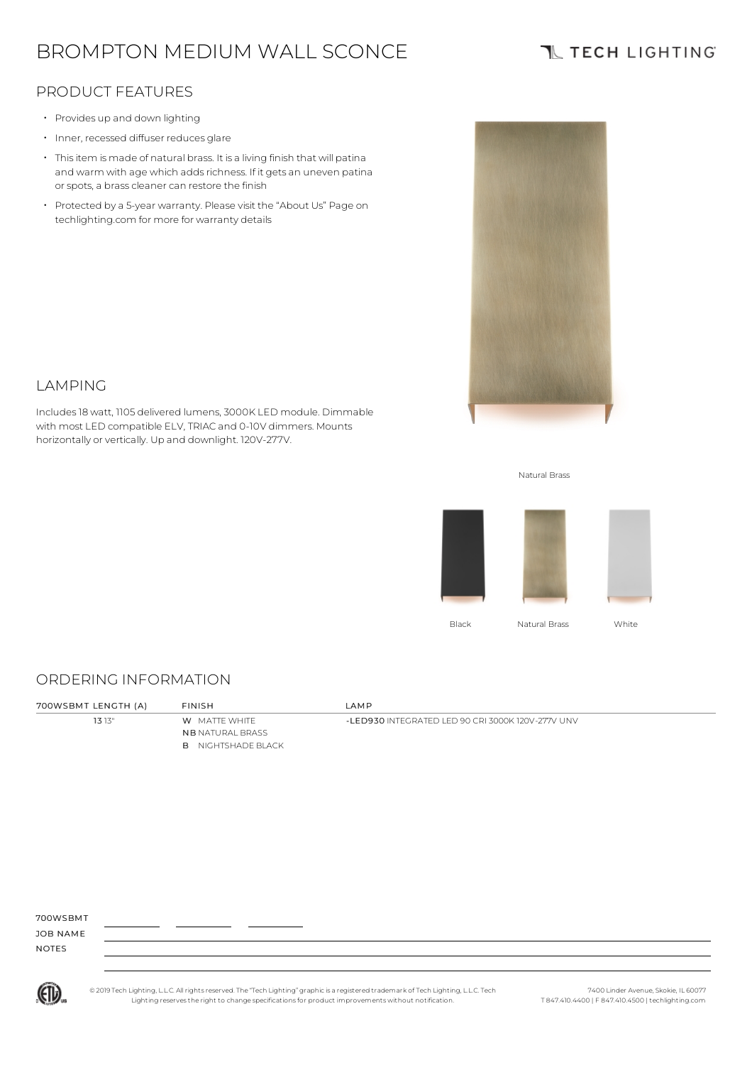# BROMPTON MEDIUM WALL SCONCE

TECH LIGHTING

## PRODUCT FEATURES

- Provides up and down lighting
- Inner, recessed diffuser reduces glare
- This item is made of natural brass. It is a living finish that will patina and warm with age which adds richness. If it gets an uneven patina or spots, a brass cleaner can restore the finish
- Protected by a 5-year warranty. Please visit the "About Us" Page on techlighting.com for more for warranty details

## LAMPING

Includes 18 watt, 1105 delivered lumens, 3000K LED module. Dimmable with most LED compatible ELV, TRIAC and 0-10V dimmers. Mounts horizontally or vertically. Up and downlight. 120V-277V.

Natural Brass

Black   Natural Brass   White

## ORDERING INFORMATION

| 700WSBMT LENGTH (A) | FINISH | LAMP |
|---|---|---|
| 13 13" | W MATTE WHITE | -LED930 INTEGRATED LED 90 CRI 3000K 120V-277V UNV |
| | NB NATURAL BRASS | |
| | B NIGHTSHADE BLACK | |

700WSBMT ________ ________ ________

JOB NAME ________________________________

NOTES ________________________________

________________________________

© 2019 Tech Lighting, L.L.C. All rights reserved. The "Tech Lighting" graphic is a registered trademark of Tech Lighting, L.L.C. Tech Lighting reserves the right to change specifications for product improvements without notification.

7400 Linder Avenue, Skokie, IL 60077
T 847.410.4400 | F 847.410.4500 | techlighting.com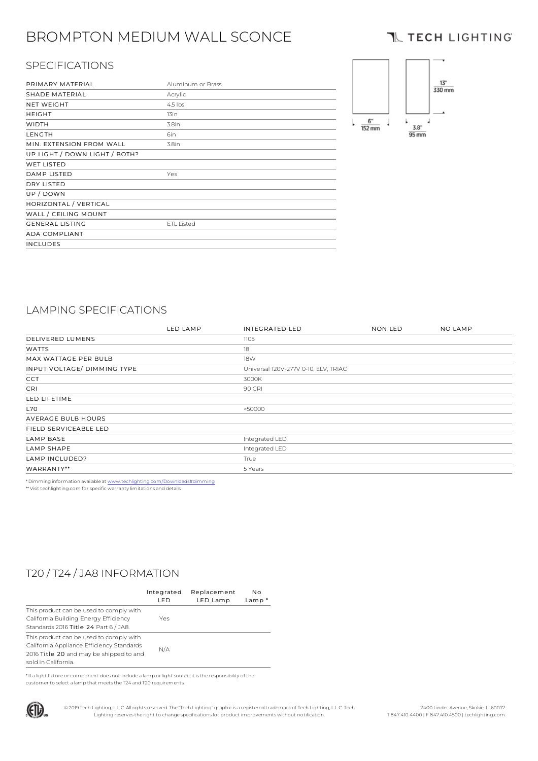# BROMPTON MEDIUM WALL SCONCE

TECH LIGHTING

## SPECIFICATIONS

| | |
|---|---|
| PRIMARY MATERIAL | Aluminum or Brass |
| SHADE MATERIAL | Acrylic |
| NET WEIGHT | 4.5 lbs |
| HEIGHT | 13in |
| WIDTH | 3.8in |
| LENGTH | 6in |
| MIN. EXTENSION FROM WALL | 3.8in |
| UP LIGHT / DOWN LIGHT / BOTH? | |
| WET LISTED | |
| DAMP LISTED | Yes |
| DRY LISTED | |
| UP / DOWN | |
| HORIZONTAL / VERTICAL | |
| WALL / CEILING MOUNT | |
| GENERAL LISTING | ETL Listed |
| ADA COMPLIANT | |
| INCLUDES | |

13" 330 mm

6" 152 mm

3.8" 95 mm

## LAMPING SPECIFICATIONS

| | LED LAMP | INTEGRATED LED | NON LED | NO LAMP |
|---|---|---|---|---|
| DELIVERED LUMENS | | 1105 | | |
| WATTS | | 18 | | |
| MAX WATTAGE PER BULB | | 18W | | |
| INPUT VOLTAGE/ DIMMING TYPE | | Universal 120V-277V 0-10, ELV, TRIAC | | |
| CCT | | 3000K | | |
| CRI | | 90 CRI | | |
| LED LIFETIME | | | | |
| L70 | | >50000 | | |
| AVERAGE BULB HOURS | | | | |
| FIELD SERVICEABLE LED | | | | |
| LAMP BASE | | Integrated LED | | |
| LAMP SHAPE | | Integrated LED | | |
| LAMP INCLUDED? | | True | | |
| WARRANTY** | | 5 Years | | |

* Dimming information available at www.techlighting.com/Downloads#dimming

** Visit techlighting.com for specific warranty limitations and details.

## T20 / T24 / JA8 INFORMATION

| | Integrated LED | Replacement LED Lamp | No Lamp * |
|---|---|---|---|
| This product can be used to comply with California Building Energy Efficiency Standards 2016 **Title 24** Part 6 / JA8. | Yes | | |
| This product can be used to comply with California Appliance Efficiency Standards 2016 **Title 20** and may be shipped to and sold in California. | N/A | | |

* If a light fixture or component does not include a lamp or light source, it is the responsibility of the customer to select a lamp that meets the T24 and T20 requirements.

© 2019 Tech Lighting, L.L.C. All rights reserved. The "Tech Lighting" graphic is a registered trademark of Tech Lighting, L.L.C. Tech Lighting reserves the right to change specifications for product improvements without notification.

7400 Linder Avenue, Skokie, IL 60077
T 847.410.4400 | F 847.410.4500 | techlighting.com